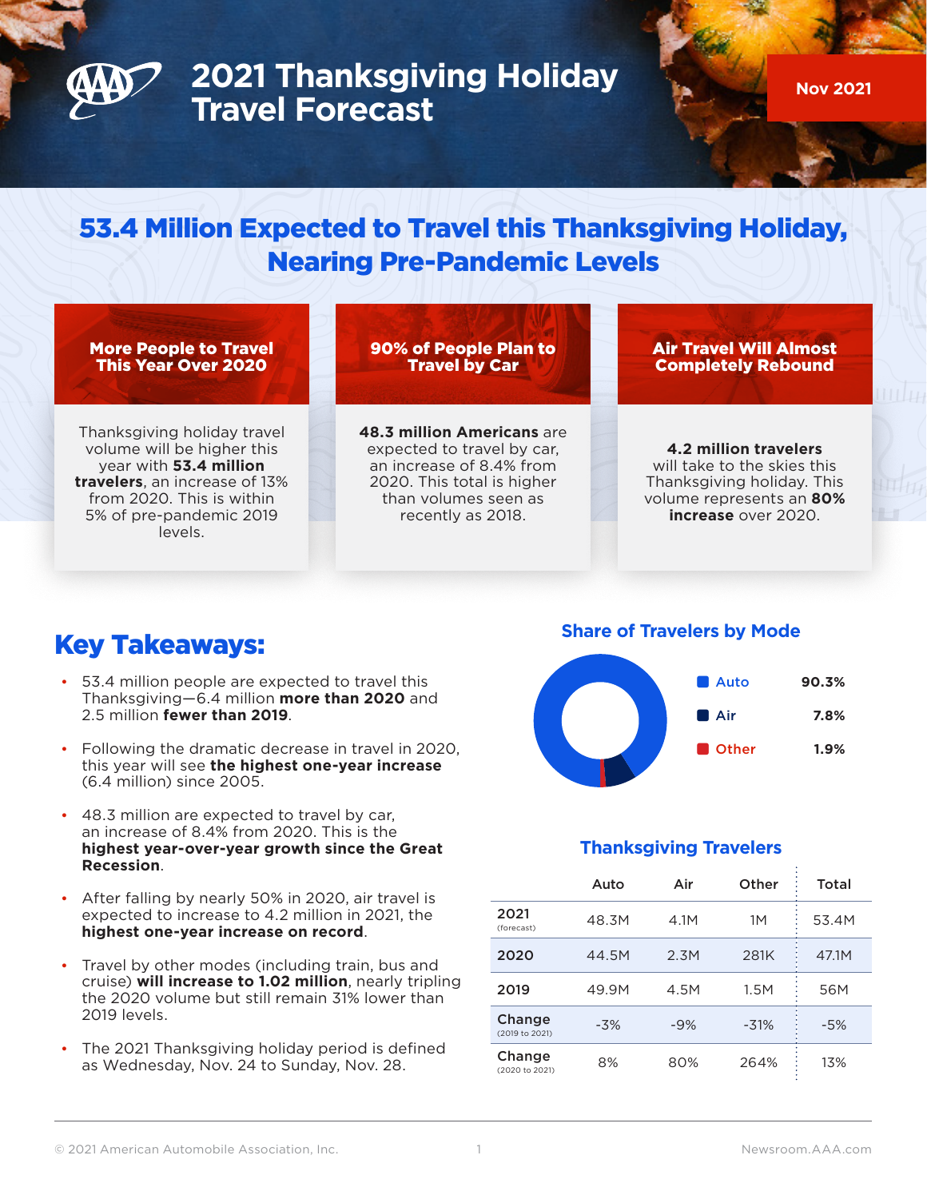# 2021 Thanksgiving Holiday Travel Forecast

Nov 2021

## 53.4 Million Expected to Travel this Thanksgiving Holiday, Nearing Pre-Pandemic Levels

### More People to Travel This Year Over 2020

Thanksgiving holiday travel volume will be higher this year with **53.4 million travelers**, an increase of 13% from 2020. This is within 5% of pre-pandemic 2019 levels.

### 90% of People Plan to Travel by Car

**48.3 million Americans** are expected to travel by car, an increase of 8.4% from 2020. This total is higher than volumes seen as recently as 2018.

### Air Travel Will Almost Completely Rebound

**4.2 million travelers** will take to the skies this Thanksgiving holiday. This volume represents an **80% increase** over 2020.

## Key Takeaways:

- 53.4 million people are expected to travel this Thanksgiving—6.4 million **more than 2020** and 2.5 million **fewer than 2019**.
- Following the dramatic decrease in travel in 2020, this year will see **the highest one-year increase** (6.4 million) since 2005.
- 48.3 million are expected to travel by car, an increase of 8.4% from 2020. This is the **highest year-over-year growth since the Great Recession**.
- After falling by nearly 50% in 2020, air travel is expected to increase to 4.2 million in 2021, the **highest one-year increase on record**.
- Travel by other modes (including train, bus and cruise) **will increase to 1.02 million**, nearly tripling the 2020 volume but still remain 31% lower than 2019 levels.
- The 2021 Thanksgiving holiday period is defined as Wednesday, Nov. 24 to Sunday, Nov. 28.

### Share of Travelers by Mode

| Mode | Share |
|---|---|
| Auto | 90.3% |
| Air | 7.8% |
| Other | 1.9% |

### Thanksgiving Travelers

| | Auto | Air | Other | Total |
|---|---|---|---|---|
| 2021 (forecast) | 48.3M | 4.1M | 1M | 53.4M |
| 2020 | 44.5M | 2.3M | 281K | 47.1M |
| 2019 | 49.9M | 4.5M | 1.5M | 56M |
| Change (2019 to 2021) | -3% | -9% | -31% | -5% |
| Change (2020 to 2021) | 8% | 80% | 264% | 13% |

© 2021 American Automobile Association, Inc.

Newsroom.AAA.com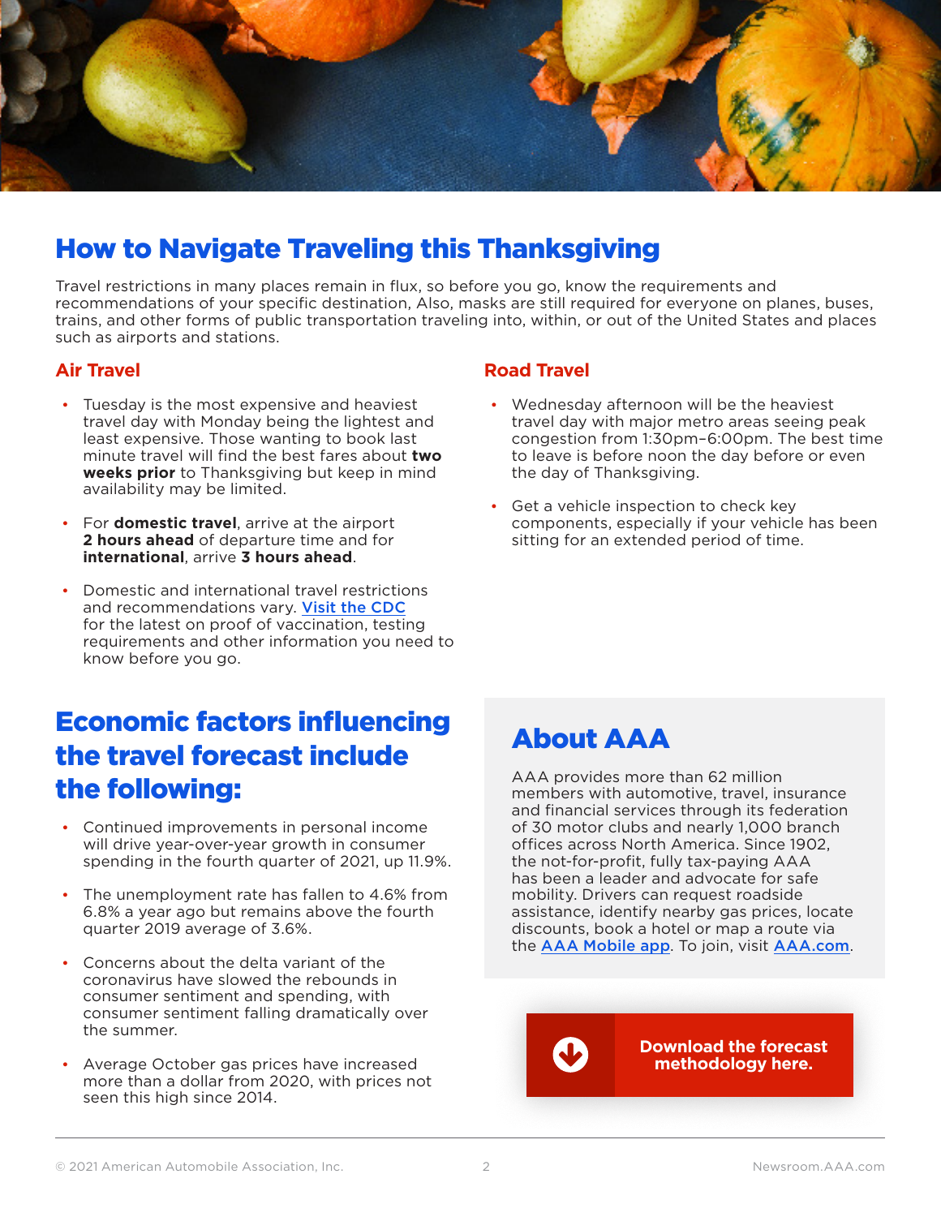# How to Navigate Traveling this Thanksgiving

Travel restrictions in many places remain in flux, so before you go, know the requirements and recommendations of your specific destination, Also, masks are still required for everyone on planes, buses, trains, and other forms of public transportation traveling into, within, or out of the United States and places such as airports and stations.

## Air Travel

- Tuesday is the most expensive and heaviest travel day with Monday being the lightest and least expensive. Those wanting to book last minute travel will find the best fares about **two weeks prior** to Thanksgiving but keep in mind availability may be limited.
- For **domestic travel**, arrive at the airport **2 hours ahead** of departure time and for **international**, arrive **3 hours ahead**.
- Domestic and international travel restrictions and recommendations vary. [Visit the CDC](#) for the latest on proof of vaccination, testing requirements and other information you need to know before you go.

## Road Travel

- Wednesday afternoon will be the heaviest travel day with major metro areas seeing peak congestion from 1:30pm–6:00pm. The best time to leave is before noon the day before or even the day of Thanksgiving.
- Get a vehicle inspection to check key components, especially if your vehicle has been sitting for an extended period of time.

# Economic factors influencing the travel forecast include the following:

- Continued improvements in personal income will drive year-over-year growth in consumer spending in the fourth quarter of 2021, up 11.9%.
- The unemployment rate has fallen to 4.6% from 6.8% a year ago but remains above the fourth quarter 2019 average of 3.6%.
- Concerns about the delta variant of the coronavirus have slowed the rebounds in consumer sentiment and spending, with consumer sentiment falling dramatically over the summer.
- Average October gas prices have increased more than a dollar from 2020, with prices not seen this high since 2014.

# About AAA

AAA provides more than 62 million members with automotive, travel, insurance and financial services through its federation of 30 motor clubs and nearly 1,000 branch offices across North America. Since 1902, the not-for-profit, fully tax-paying AAA has been a leader and advocate for safe mobility. Drivers can request roadside assistance, identify nearby gas prices, locate discounts, book a hotel or map a route via the [AAA Mobile app](#). To join, visit [AAA.com](#).

**Download the forecast methodology here.**

© 2021 American Automobile Association, Inc.

Newsroom.AAA.com